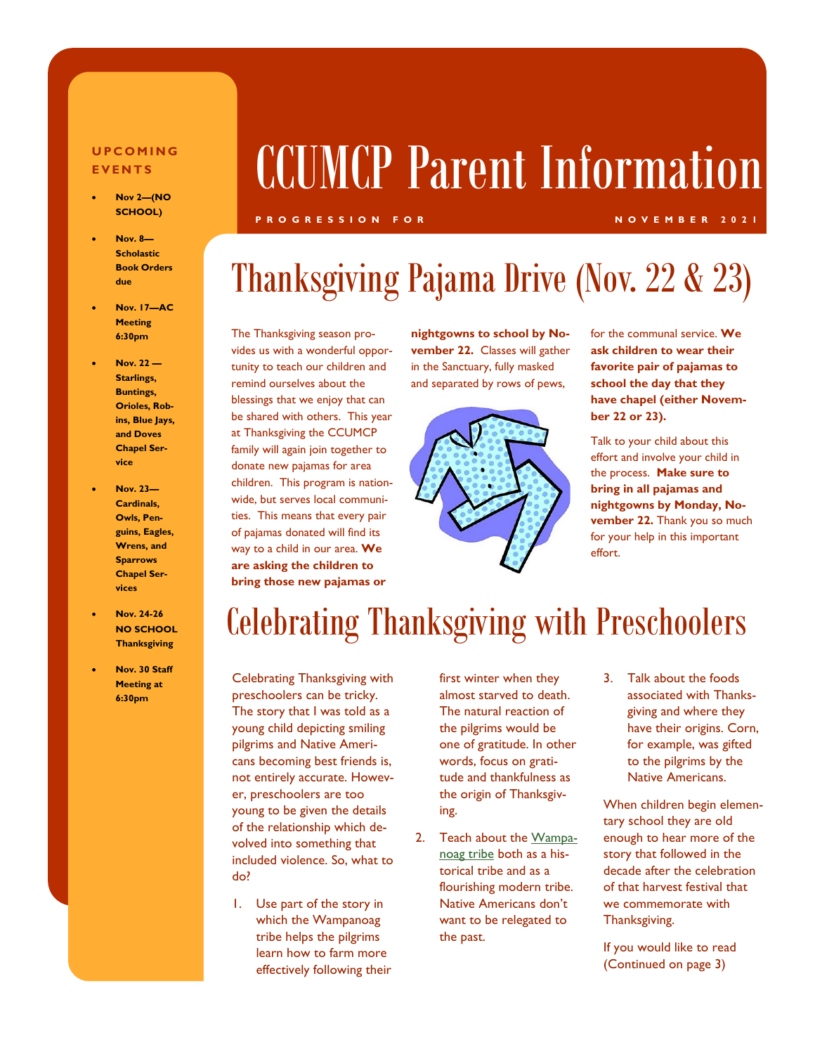# CCUMCP Parent Information

**PROGRESSION FOR NOVEMBER 2021**

## UPCOMING EVENTS

- **Nov 2—(NO SCHOOL)**
- **Nov. 8—Scholastic Book Orders due**
- **Nov. 17—AC Meeting 6:30pm**
- **Nov. 22 — Starlings, Buntings, Orioles, Robins, Blue Jays, and Doves Chapel Service**
- **Nov. 23—Cardinals, Owls, Penguins, Eagles, Wrens, and Sparrows Chapel Services**
- **Nov. 24-26 NO SCHOOL Thanksgiving**
- **Nov. 30 Staff Meeting at 6:30pm**

## Thanksgiving Pajama Drive (Nov. 22 & 23)

The Thanksgiving season provides us with a wonderful opportunity to teach our children and remind ourselves about the blessings that we enjoy that can be shared with others. This year at Thanksgiving the CCUMCP family will again join together to donate new pajamas for area children. This program is nationwide, but serves local communities. This means that every pair of pajamas donated will find its way to a child in our area. **We are asking the children to bring those new pajamas or nightgowns to school by November 22.** Classes will gather in the Sanctuary, fully masked and separated by rows of pews, for the communal service. **We ask children to wear their favorite pair of pajamas to school the day that they have chapel (either November 22 or 23).**

Talk to your child about this effort and involve your child in the process. **Make sure to bring in all pajamas and nightgowns by Monday, November 22.** Thank you so much for your help in this important effort.

## Celebrating Thanksgiving with Preschoolers

Celebrating Thanksgiving with preschoolers can be tricky. The story that I was told as a young child depicting smiling pilgrims and Native Americans becoming best friends is, not entirely accurate. However, preschoolers are too young to be given the details of the relationship which devolved into something that included violence. So, what to do?

1. Use part of the story in which the Wampanoag tribe helps the pilgrims learn how to farm more effectively following their first winter when they almost starved to death. The natural reaction of the pilgrims would be one of gratitude. In other words, focus on gratitude and thankfulness as the origin of Thanksgiving.
2. Teach about the Wampanoag tribe both as a historical tribe and as a flourishing modern tribe. Native Americans don't want to be relegated to the past.
3. Talk about the foods associated with Thanksgiving and where they have their origins. Corn, for example, was gifted to the pilgrims by the Native Americans.

When children begin elementary school they are old enough to hear more of the story that followed in the decade after the celebration of that harvest festival that we commemorate with Thanksgiving.

If you would like to read (Continued on page 3)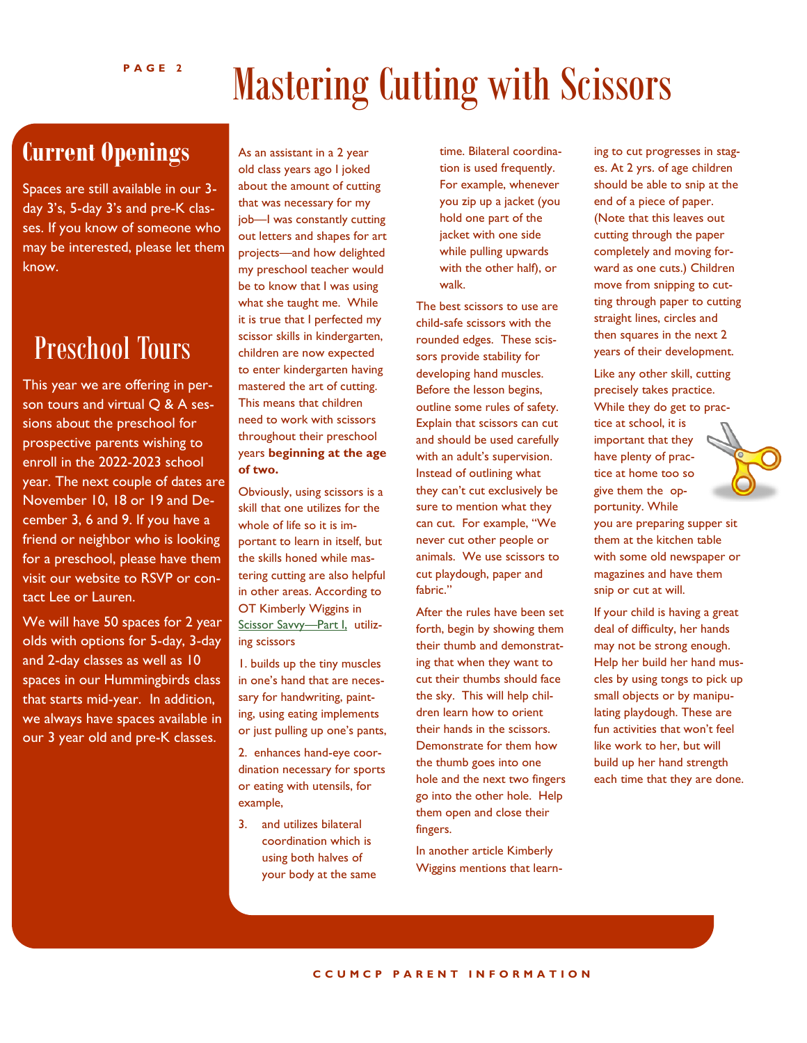# Mastering Cutting with Scissors

## Current Openings

Spaces are still available in our 3-day 3's, 5-day 3's and pre-K classes. If you know of someone who may be interested, please let them know.

## Preschool Tours

This year we are offering in person tours and virtual Q & A sessions about the preschool for prospective parents wishing to enroll in the 2022-2023 school year. The next couple of dates are November 10, 18 or 19 and December 3, 6 and 9. If you have a friend or neighbor who is looking for a preschool, please have them visit our website to RSVP or contact Lee or Lauren.

We will have 50 spaces for 2 year olds with options for 5-day, 3-day and 2-day classes as well as 10 spaces in our Hummingbirds class that starts mid-year. In addition, we always have spaces available in our 3 year old and pre-K classes.

As an assistant in a 2 year old class years ago I joked about the amount of cutting that was necessary for my job—I was constantly cutting out letters and shapes for art projects—and how delighted my preschool teacher would be to know that I was using what she taught me. While it is true that I perfected my scissor skills in kindergarten, children are now expected to enter kindergarten having mastered the art of cutting. This means that children need to work with scissors throughout their preschool years **beginning at the age of two.**

Obviously, using scissors is a skill that one utilizes for the whole of life so it is important to learn in itself, but the skills honed while mastering cutting are also helpful in other areas. According to OT Kimberly Wiggins in Scissor Savvy—Part I, utilizing scissors

1. builds up the tiny muscles in one's hand that are necessary for handwriting, painting, using eating implements or just pulling up one's pants,
2. enhances hand-eye coordination necessary for sports or eating with utensils, for example,
3. and utilizes bilateral coordination which is using both halves of your body at the same time. Bilateral coordination is used frequently. For example, whenever you zip up a jacket (you hold one part of the jacket with one side while pulling upwards with the other half), or walk.

The best scissors to use are child-safe scissors with the rounded edges. These scissors provide stability for developing hand muscles. Before the lesson begins, outline some rules of safety. Explain that scissors can cut and should be used carefully with an adult's supervision. Instead of outlining what they can't cut exclusively be sure to mention what they can cut. For example, "We never cut other people or animals. We use scissors to cut playdough, paper and fabric."

After the rules have been set forth, begin by showing them their thumb and demonstrating that when they want to cut their thumbs should face the sky. This will help children learn how to orient their hands in the scissors. Demonstrate for them how the thumb goes into one hole and the next two fingers go into the other hole. Help them open and close their fingers.

In another article Kimberly Wiggins mentions that learning to cut progresses in stages. At 2 yrs. of age children should be able to snip at the end of a piece of paper. (Note that this leaves out cutting through the paper completely and moving forward as one cuts.) Children move from snipping to cutting through paper to cutting straight lines, circles and then squares in the next 2 years of their development.

Like any other skill, cutting precisely takes practice. While they do get to practice at school, it is important that they have plenty of practice at home too so give them the opportunity. While you are preparing supper sit them at the kitchen table with some old newspaper or magazines and have them snip or cut at will.

If your child is having a great deal of difficulty, her hands may not be strong enough. Help her build her hand muscles by using tongs to pick up small objects or by manipulating playdough. These are fun activities that won't feel like work to her, but will build up her hand strength each time that they are done.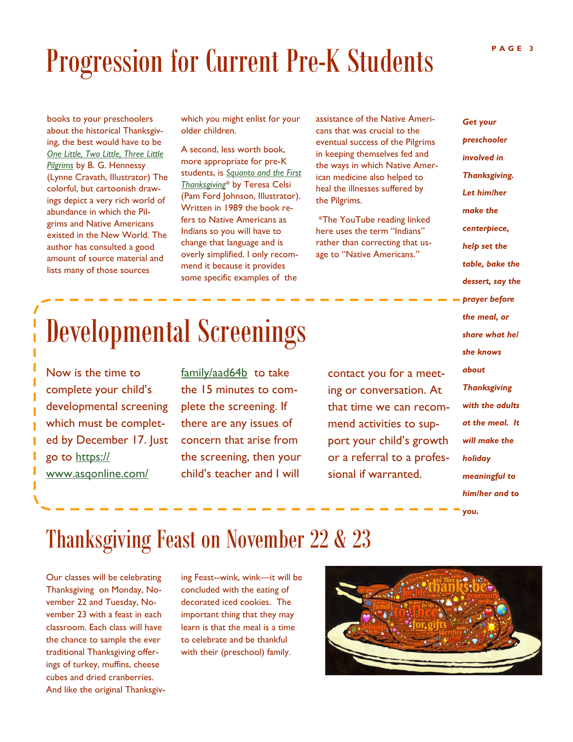# Progression for Current Pre-K Students

books to your preschoolers about the historical Thanksgiving, the best would have to be *One Little, Two Little, Three Little Pilgrims* by B. G. Hennessy (Lynne Cravath, Illustrator) The colorful, but cartoonish drawings depict a very rich world of abundance in which the Pilgrims and Native Americans existed in the New World. The author has consulted a good amount of source material and lists many of those sources which you might enlist for your older children.

A second, less worth book, more appropriate for pre-K students, is *Squanto and the First Thanksgiving** by Teresa Celsi (Pam Ford Johnson, Illustrator). Written in 1989 the book refers to Native Americans as Indians so you will have to change that language and is overly simplified. I only recommend it because it provides some specific examples of the assistance of the Native Americans that was crucial to the eventual success of the Pilgrims in keeping themselves fed and the ways in which Native American medicine also helped to heal the illnesses suffered by the Pilgrims.

*The YouTube reading linked here uses the term "Indians" rather than correcting that usage to "Native Americans."

***Get your preschooler involved in Thanksgiving. Let him/her make the centerpiece, help set the table, bake the dessert, say the prayer before the meal, or share what he/she knows about Thanksgiving with the adults at the meal. It will make the holiday meaningful to him/her and to you.***

# Developmental Screenings

Now is the time to complete your child's developmental screening which must be completed by December 17. Just go to https://www.asqonline.com/family/aad64b to take the 15 minutes to complete the screening. If there are any issues of concern that arise from the screening, then your child's teacher and I will contact you for a meeting or conversation. At that time we can recommend activities to support your child's growth or a referral to a professional if warranted.

# Thanksgiving Feast on November 22 & 23

Our classes will be celebrating Thanksgiving on Monday, November 22 and Tuesday, November 23 with a feast in each classroom. Each class will have the chance to sample the ever traditional Thanksgiving offerings of turkey, muffins, cheese cubes and dried cranberries. And like the original Thanksgiving Feast--wink, wink—it will be concluded with the eating of decorated iced cookies. The important thing that they may learn is that the meal is a time to celebrate and be thankful with their (preschool) family.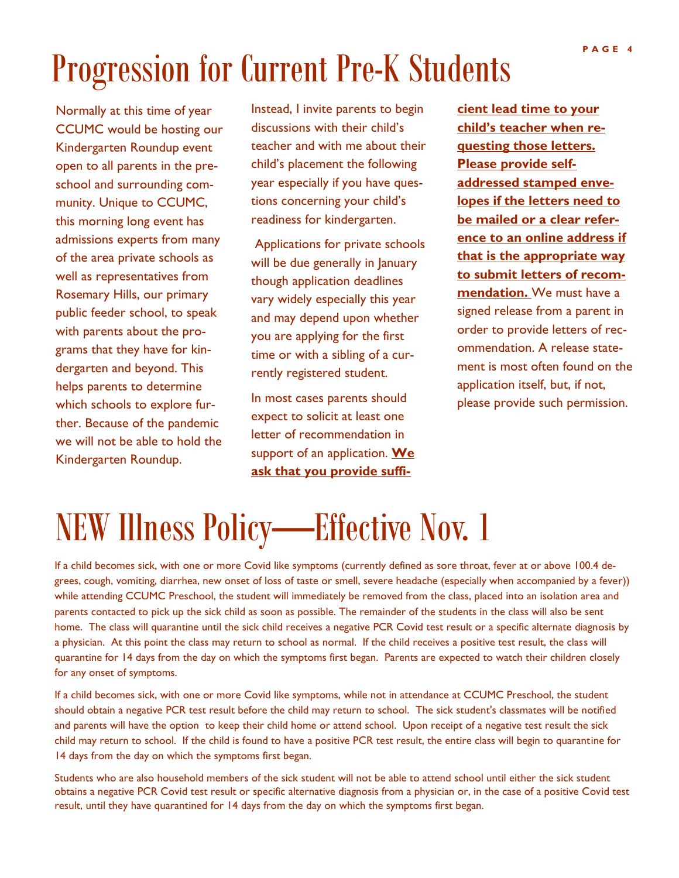# Progression for Current Pre-K Students

Normally at this time of year CCUMC would be hosting our Kindergarten Roundup event open to all parents in the preschool and surrounding community. Unique to CCUMC, this morning long event has admissions experts from many of the area private schools as well as representatives from Rosemary Hills, our primary public feeder school, to speak with parents about the programs that they have for kindergarten and beyond. This helps parents to determine which schools to explore further. Because of the pandemic we will not be able to hold the Kindergarten Roundup.

Instead, I invite parents to begin discussions with their child's teacher and with me about their child's placement the following year especially if you have questions concerning your child's readiness for kindergarten.

Applications for private schools will be due generally in January though application deadlines vary widely especially this year and may depend upon whether you are applying for the first time or with a sibling of a currently registered student.

In most cases parents should expect to solicit at least one letter of recommendation in support of an application. **We ask that you provide sufficient lead time to your child's teacher when requesting those letters. Please provide self-addressed stamped envelopes if the letters need to be mailed or a clear reference to an online address if that is the appropriate way to submit letters of recommendation.** We must have a signed release from a parent in order to provide letters of recommendation. A release statement is most often found on the application itself, but, if not, please provide such permission.

# NEW Illness Policy—Effective Nov. 1

If a child becomes sick, with one or more Covid like symptoms (currently defined as sore throat, fever at or above 100.4 degrees, cough, vomiting, diarrhea, new onset of loss of taste or smell, severe headache (especially when accompanied by a fever)) while attending CCUMC Preschool, the student will immediately be removed from the class, placed into an isolation area and parents contacted to pick up the sick child as soon as possible. The remainder of the students in the class will also be sent home. The class will quarantine until the sick child receives a negative PCR Covid test result or a specific alternate diagnosis by a physician. At this point the class may return to school as normal. If the child receives a positive test result, the class will quarantine for 14 days from the day on which the symptoms first began. Parents are expected to watch their children closely for any onset of symptoms.

If a child becomes sick, with one or more Covid like symptoms, while not in attendance at CCUMC Preschool, the student should obtain a negative PCR test result before the child may return to school. The sick student's classmates will be notified and parents will have the option to keep their child home or attend school. Upon receipt of a negative test result the sick child may return to school. If the child is found to have a positive PCR test result, the entire class will begin to quarantine for 14 days from the day on which the symptoms first began.

Students who are also household members of the sick student will not be able to attend school until either the sick student obtains a negative PCR Covid test result or specific alternative diagnosis from a physician or, in the case of a positive Covid test result, until they have quarantined for 14 days from the day on which the symptoms first began.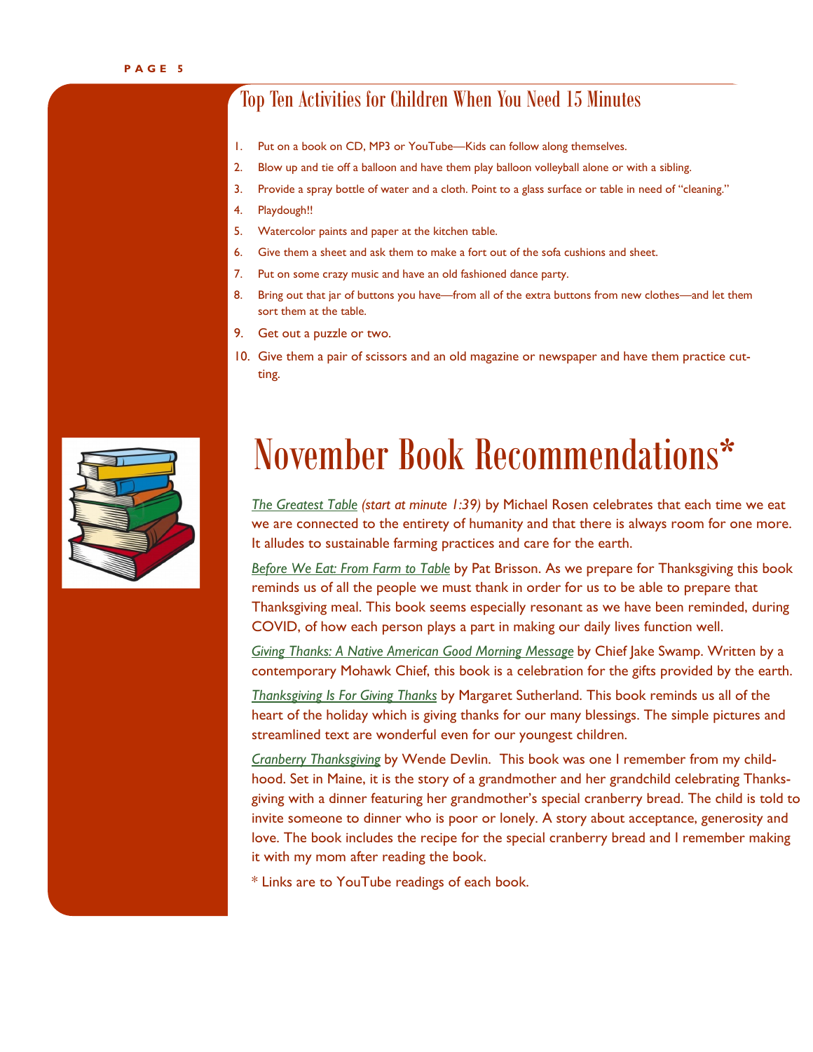## Top Ten Activities for Children When You Need 15 Minutes

1. Put on a book on CD, MP3 or YouTube—Kids can follow along themselves.
2. Blow up and tie off a balloon and have them play balloon volleyball alone or with a sibling.
3. Provide a spray bottle of water and a cloth. Point to a glass surface or table in need of "cleaning."
4. Playdough!!
5. Watercolor paints and paper at the kitchen table.
6. Give them a sheet and ask them to make a fort out of the sofa cushions and sheet.
7. Put on some crazy music and have an old fashioned dance party.
8. Bring out that jar of buttons you have—from all of the extra buttons from new clothes—and let them sort them at the table.
9. Get out a puzzle or two.
10. Give them a pair of scissors and an old magazine or newspaper and have them practice cutting.

# November Book Recommendations*

*The Greatest Table* *(start at minute 1:39)* by Michael Rosen celebrates that each time we eat we are connected to the entirety of humanity and that there is always room for one more. It alludes to sustainable farming practices and care for the earth.

*Before We Eat: From Farm to Table* by Pat Brisson. As we prepare for Thanksgiving this book reminds us of all the people we must thank in order for us to be able to prepare that Thanksgiving meal. This book seems especially resonant as we have been reminded, during COVID, of how each person plays a part in making our daily lives function well.

*Giving Thanks: A Native American Good Morning Message* by Chief Jake Swamp. Written by a contemporary Mohawk Chief, this book is a celebration for the gifts provided by the earth.

*Thanksgiving Is For Giving Thanks* by Margaret Sutherland. This book reminds us all of the heart of the holiday which is giving thanks for our many blessings. The simple pictures and streamlined text are wonderful even for our youngest children.

*Cranberry Thanksgiving* by Wende Devlin. This book was one I remember from my childhood. Set in Maine, it is the story of a grandmother and her grandchild celebrating Thanksgiving with a dinner featuring her grandmother's special cranberry bread. The child is told to invite someone to dinner who is poor or lonely. A story about acceptance, generosity and love. The book includes the recipe for the special cranberry bread and I remember making it with my mom after reading the book.

* Links are to YouTube readings of each book.